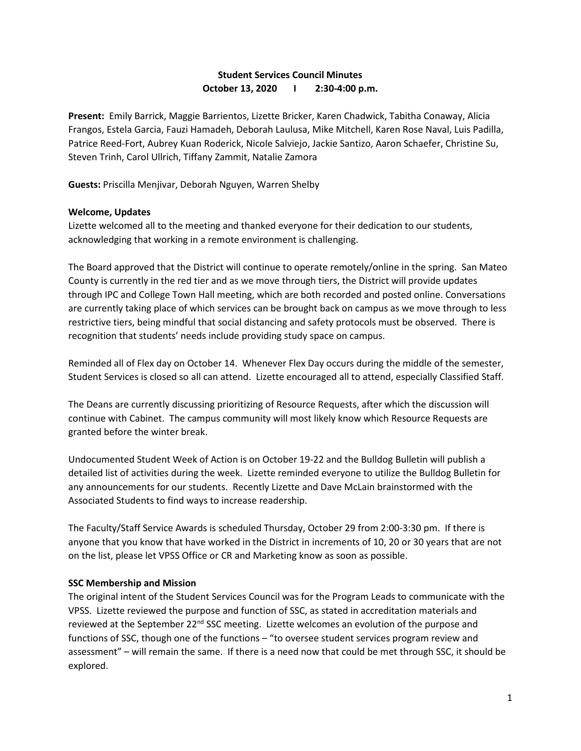# Student Services Council Minutes

**October 13, 2020 I 2:30-4:00 p.m.**

**Present:** Emily Barrick, Maggie Barrientos, Lizette Bricker, Karen Chadwick, Tabitha Conaway, Alicia Frangos, Estela Garcia, Fauzi Hamadeh, Deborah Laulusa, Mike Mitchell, Karen Rose Naval, Luis Padilla, Patrice Reed-Fort, Aubrey Kuan Roderick, Nicole Salviejo, Jackie Santizo, Aaron Schaefer, Christine Su, Steven Trinh, Carol Ullrich, Tiffany Zammit, Natalie Zamora

**Guests:** Priscilla Menjivar, Deborah Nguyen, Warren Shelby

## Welcome, Updates

Lizette welcomed all to the meeting and thanked everyone for their dedication to our students, acknowledging that working in a remote environment is challenging.

The Board approved that the District will continue to operate remotely/online in the spring. San Mateo County is currently in the red tier and as we move through tiers, the District will provide updates through IPC and College Town Hall meeting, which are both recorded and posted online. Conversations are currently taking place of which services can be brought back on campus as we move through to less restrictive tiers, being mindful that social distancing and safety protocols must be observed. There is recognition that students' needs include providing study space on campus.

Reminded all of Flex day on October 14. Whenever Flex Day occurs during the middle of the semester, Student Services is closed so all can attend. Lizette encouraged all to attend, especially Classified Staff.

The Deans are currently discussing prioritizing of Resource Requests, after which the discussion will continue with Cabinet. The campus community will most likely know which Resource Requests are granted before the winter break.

Undocumented Student Week of Action is on October 19-22 and the Bulldog Bulletin will publish a detailed list of activities during the week. Lizette reminded everyone to utilize the Bulldog Bulletin for any announcements for our students. Recently Lizette and Dave McLain brainstormed with the Associated Students to find ways to increase readership.

The Faculty/Staff Service Awards is scheduled Thursday, October 29 from 2:00-3:30 pm. If there is anyone that you know that have worked in the District in increments of 10, 20 or 30 years that are not on the list, please let VPSS Office or CR and Marketing know as soon as possible.

## SSC Membership and Mission

The original intent of the Student Services Council was for the Program Leads to communicate with the VPSS. Lizette reviewed the purpose and function of SSC, as stated in accreditation materials and reviewed at the September 22nd SSC meeting. Lizette welcomes an evolution of the purpose and functions of SSC, though one of the functions – "to oversee student services program review and assessment" – will remain the same. If there is a need now that could be met through SSC, it should be explored.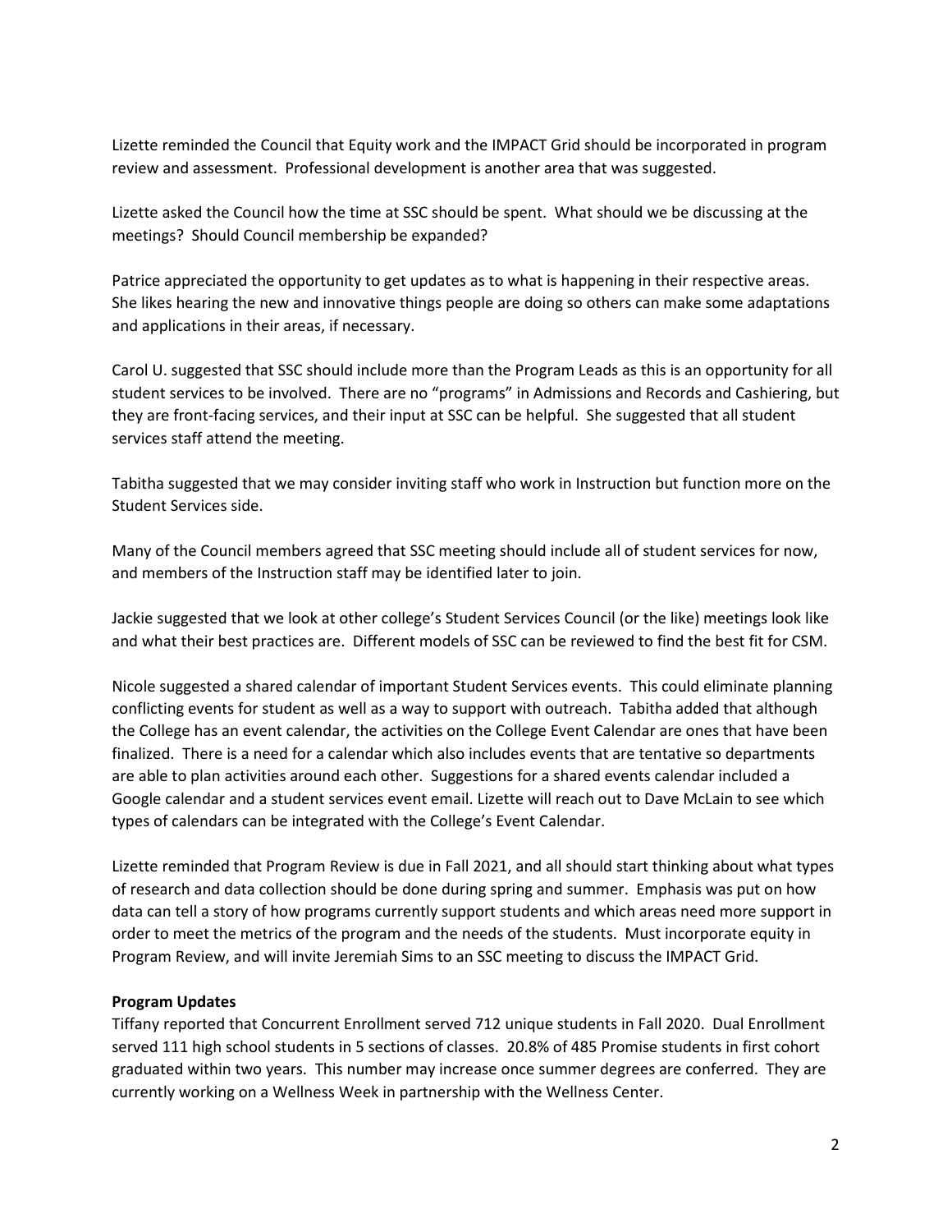Lizette reminded the Council that Equity work and the IMPACT Grid should be incorporated in program review and assessment. Professional development is another area that was suggested.

Lizette asked the Council how the time at SSC should be spent. What should we be discussing at the meetings? Should Council membership be expanded?

Patrice appreciated the opportunity to get updates as to what is happening in their respective areas. She likes hearing the new and innovative things people are doing so others can make some adaptations and applications in their areas, if necessary.

Carol U. suggested that SSC should include more than the Program Leads as this is an opportunity for all student services to be involved. There are no "programs" in Admissions and Records and Cashiering, but they are front-facing services, and their input at SSC can be helpful. She suggested that all student services staff attend the meeting.

Tabitha suggested that we may consider inviting staff who work in Instruction but function more on the Student Services side.

Many of the Council members agreed that SSC meeting should include all of student services for now, and members of the Instruction staff may be identified later to join.

Jackie suggested that we look at other college's Student Services Council (or the like) meetings look like and what their best practices are. Different models of SSC can be reviewed to find the best fit for CSM.

Nicole suggested a shared calendar of important Student Services events. This could eliminate planning conflicting events for student as well as a way to support with outreach. Tabitha added that although the College has an event calendar, the activities on the College Event Calendar are ones that have been finalized. There is a need for a calendar which also includes events that are tentative so departments are able to plan activities around each other. Suggestions for a shared events calendar included a Google calendar and a student services event email. Lizette will reach out to Dave McLain to see which types of calendars can be integrated with the College's Event Calendar.

Lizette reminded that Program Review is due in Fall 2021, and all should start thinking about what types of research and data collection should be done during spring and summer. Emphasis was put on how data can tell a story of how programs currently support students and which areas need more support in order to meet the metrics of the program and the needs of the students. Must incorporate equity in Program Review, and will invite Jeremiah Sims to an SSC meeting to discuss the IMPACT Grid.

**Program Updates**

Tiffany reported that Concurrent Enrollment served 712 unique students in Fall 2020. Dual Enrollment served 111 high school students in 5 sections of classes. 20.8% of 485 Promise students in first cohort graduated within two years. This number may increase once summer degrees are conferred. They are currently working on a Wellness Week in partnership with the Wellness Center.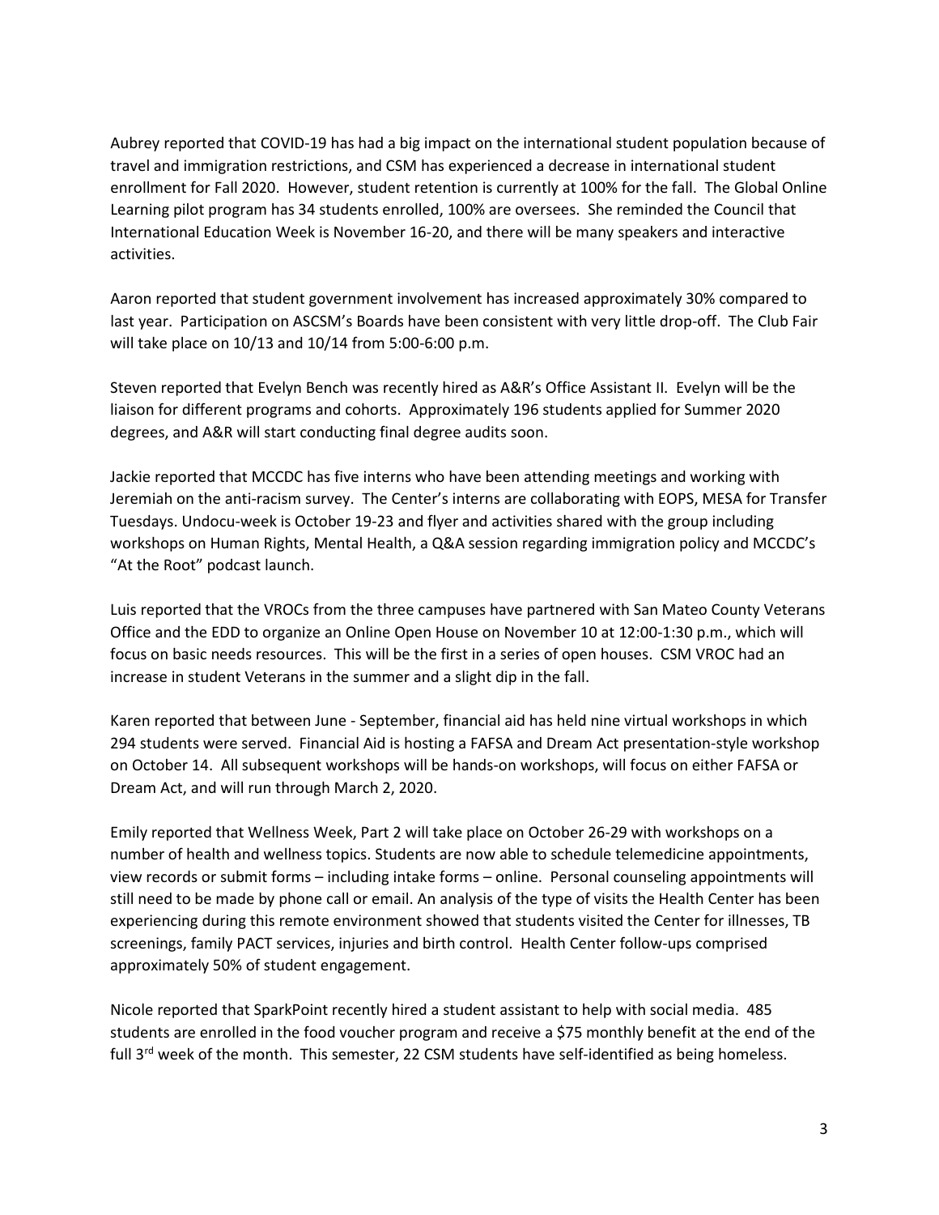Aubrey reported that COVID-19 has had a big impact on the international student population because of travel and immigration restrictions, and CSM has experienced a decrease in international student enrollment for Fall 2020. However, student retention is currently at 100% for the fall. The Global Online Learning pilot program has 34 students enrolled, 100% are oversees. She reminded the Council that International Education Week is November 16-20, and there will be many speakers and interactive activities.

Aaron reported that student government involvement has increased approximately 30% compared to last year. Participation on ASCSM's Boards have been consistent with very little drop-off. The Club Fair will take place on 10/13 and 10/14 from 5:00-6:00 p.m.

Steven reported that Evelyn Bench was recently hired as A&R's Office Assistant II. Evelyn will be the liaison for different programs and cohorts. Approximately 196 students applied for Summer 2020 degrees, and A&R will start conducting final degree audits soon.

Jackie reported that MCCDC has five interns who have been attending meetings and working with Jeremiah on the anti-racism survey. The Center's interns are collaborating with EOPS, MESA for Transfer Tuesdays. Undocu-week is October 19-23 and flyer and activities shared with the group including workshops on Human Rights, Mental Health, a Q&A session regarding immigration policy and MCCDC's "At the Root" podcast launch.

Luis reported that the VROCs from the three campuses have partnered with San Mateo County Veterans Office and the EDD to organize an Online Open House on November 10 at 12:00-1:30 p.m., which will focus on basic needs resources. This will be the first in a series of open houses. CSM VROC had an increase in student Veterans in the summer and a slight dip in the fall.

Karen reported that between June - September, financial aid has held nine virtual workshops in which 294 students were served. Financial Aid is hosting a FAFSA and Dream Act presentation-style workshop on October 14. All subsequent workshops will be hands-on workshops, will focus on either FAFSA or Dream Act, and will run through March 2, 2020.

Emily reported that Wellness Week, Part 2 will take place on October 26-29 with workshops on a number of health and wellness topics. Students are now able to schedule telemedicine appointments, view records or submit forms – including intake forms – online. Personal counseling appointments will still need to be made by phone call or email. An analysis of the type of visits the Health Center has been experiencing during this remote environment showed that students visited the Center for illnesses, TB screenings, family PACT services, injuries and birth control. Health Center follow-ups comprised approximately 50% of student engagement.

Nicole reported that SparkPoint recently hired a student assistant to help with social media. 485 students are enrolled in the food voucher program and receive a $75 monthly benefit at the end of the full 3rd week of the month. This semester, 22 CSM students have self-identified as being homeless.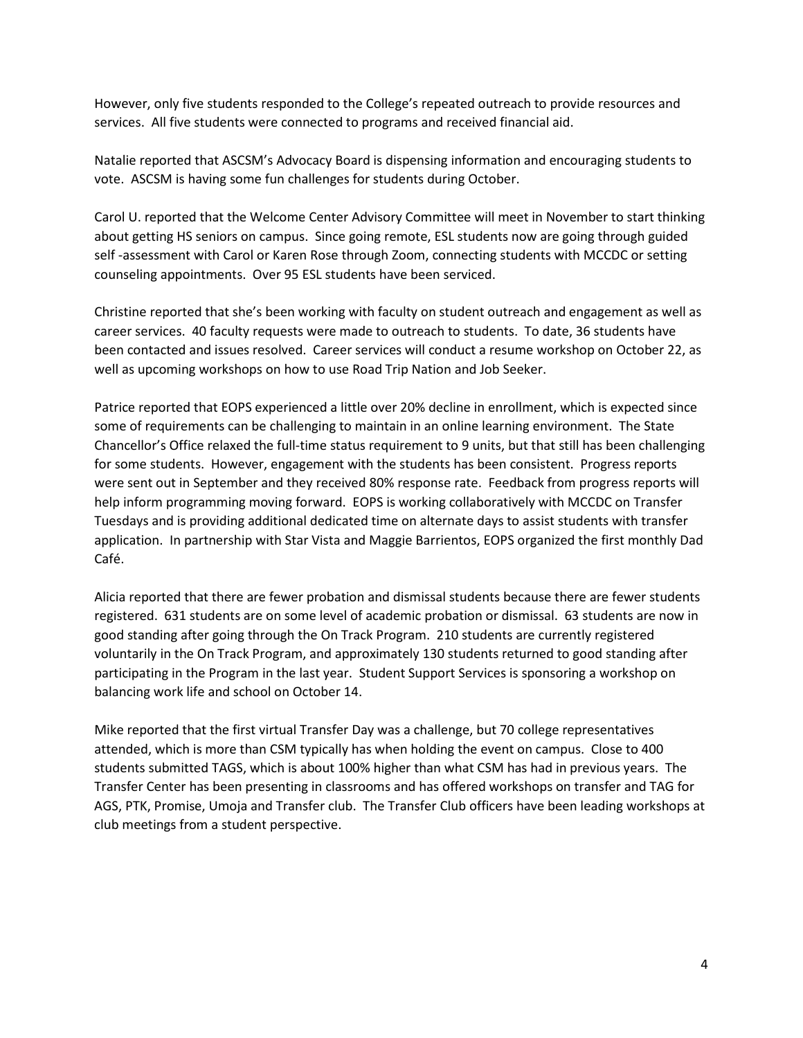However, only five students responded to the College's repeated outreach to provide resources and services. All five students were connected to programs and received financial aid.

Natalie reported that ASCSM's Advocacy Board is dispensing information and encouraging students to vote. ASCSM is having some fun challenges for students during October.

Carol U. reported that the Welcome Center Advisory Committee will meet in November to start thinking about getting HS seniors on campus. Since going remote, ESL students now are going through guided self -assessment with Carol or Karen Rose through Zoom, connecting students with MCCDC or setting counseling appointments. Over 95 ESL students have been serviced.

Christine reported that she's been working with faculty on student outreach and engagement as well as career services. 40 faculty requests were made to outreach to students. To date, 36 students have been contacted and issues resolved. Career services will conduct a resume workshop on October 22, as well as upcoming workshops on how to use Road Trip Nation and Job Seeker.

Patrice reported that EOPS experienced a little over 20% decline in enrollment, which is expected since some of requirements can be challenging to maintain in an online learning environment. The State Chancellor's Office relaxed the full-time status requirement to 9 units, but that still has been challenging for some students. However, engagement with the students has been consistent. Progress reports were sent out in September and they received 80% response rate. Feedback from progress reports will help inform programming moving forward. EOPS is working collaboratively with MCCDC on Transfer Tuesdays and is providing additional dedicated time on alternate days to assist students with transfer application. In partnership with Star Vista and Maggie Barrientos, EOPS organized the first monthly Dad Café.

Alicia reported that there are fewer probation and dismissal students because there are fewer students registered. 631 students are on some level of academic probation or dismissal. 63 students are now in good standing after going through the On Track Program. 210 students are currently registered voluntarily in the On Track Program, and approximately 130 students returned to good standing after participating in the Program in the last year. Student Support Services is sponsoring a workshop on balancing work life and school on October 14.

Mike reported that the first virtual Transfer Day was a challenge, but 70 college representatives attended, which is more than CSM typically has when holding the event on campus. Close to 400 students submitted TAGS, which is about 100% higher than what CSM has had in previous years. The Transfer Center has been presenting in classrooms and has offered workshops on transfer and TAG for AGS, PTK, Promise, Umoja and Transfer club. The Transfer Club officers have been leading workshops at club meetings from a student perspective.